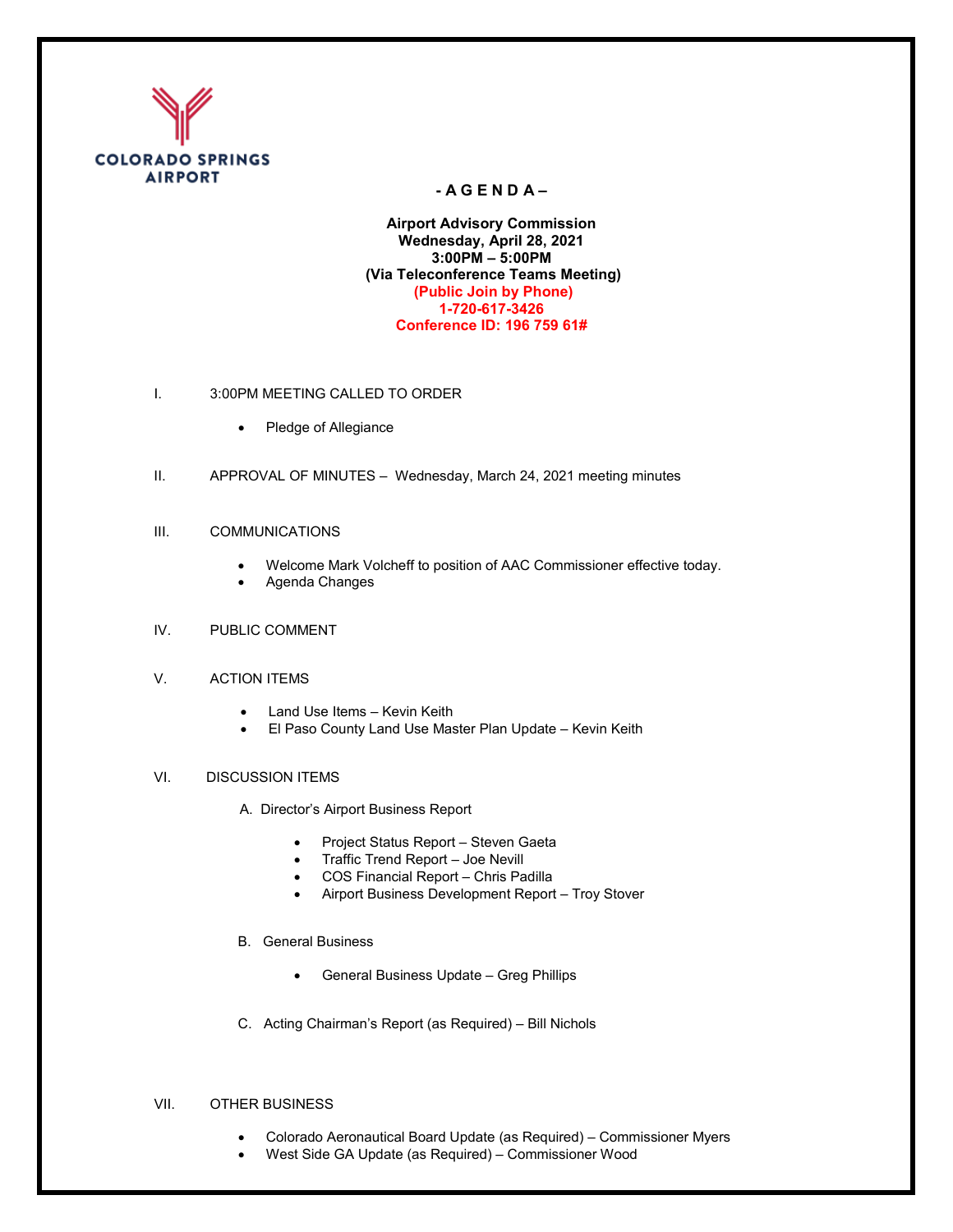COLORADO SPRINGS AIRPORT

# - A G E N D A –

**Airport Advisory Commission**
**Wednesday, April 28, 2021**
**3:00PM – 5:00PM**
**(Via Teleconference Teams Meeting)**
**(Public Join by Phone)**
**1-720-617-3426**
**Conference ID: 196 759 61#**

I. 3:00PM MEETING CALLED TO ORDER

- Pledge of Allegiance

II. APPROVAL OF MINUTES – Wednesday, March 24, 2021 meeting minutes

III. COMMUNICATIONS

- Welcome Mark Volcheff to position of AAC Commissioner effective today.
- Agenda Changes

IV. PUBLIC COMMENT

V. ACTION ITEMS

- Land Use Items – Kevin Keith
- El Paso County Land Use Master Plan Update – Kevin Keith

VI. DISCUSSION ITEMS

A. Director's Airport Business Report

- Project Status Report – Steven Gaeta
- Traffic Trend Report – Joe Nevill
- COS Financial Report – Chris Padilla
- Airport Business Development Report – Troy Stover

B. General Business

- General Business Update – Greg Phillips

C. Acting Chairman's Report (as Required) – Bill Nichols

VII. OTHER BUSINESS

- Colorado Aeronautical Board Update (as Required) – Commissioner Myers
- West Side GA Update (as Required) – Commissioner Wood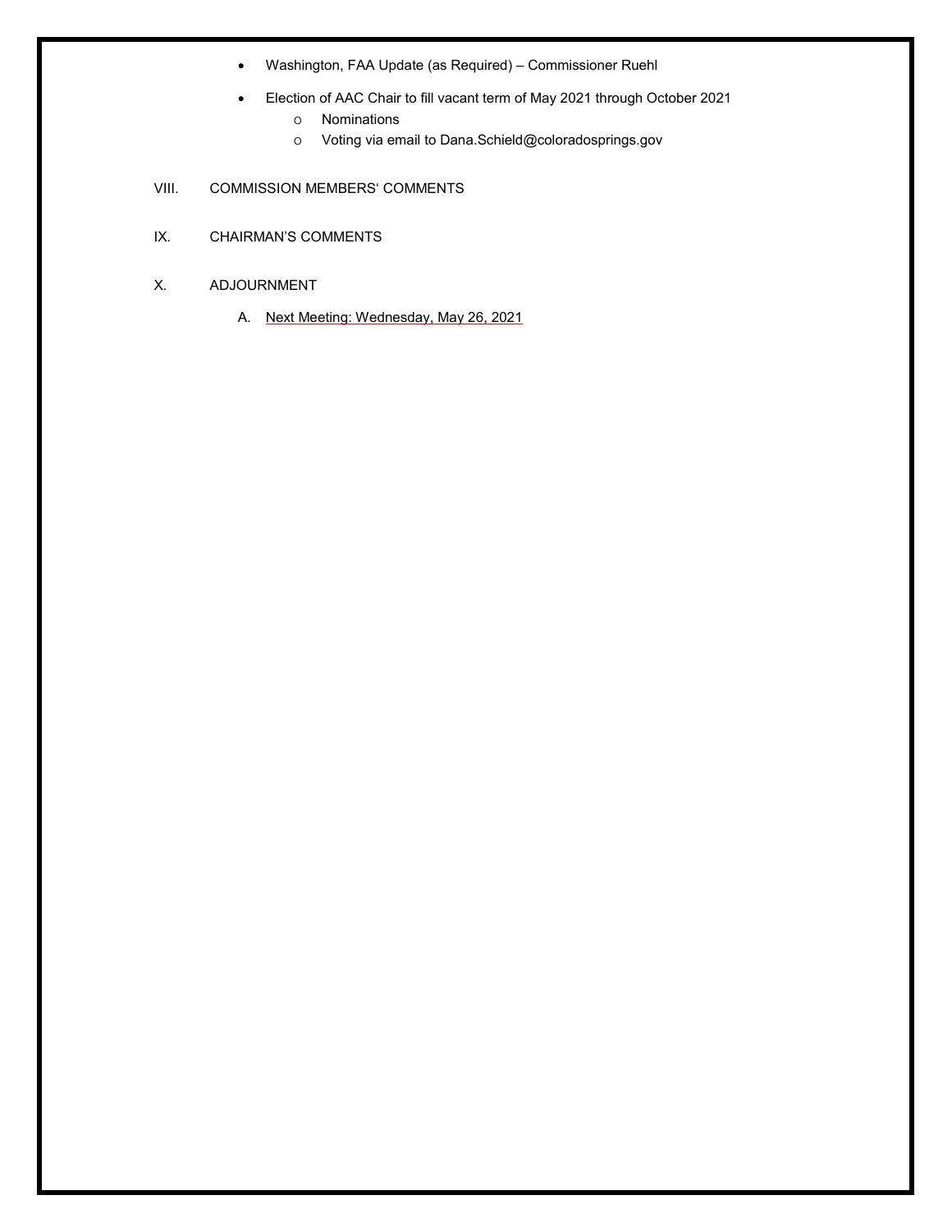- Washington, FAA Update (as Required) – Commissioner Ruehl
- Election of AAC Chair to fill vacant term of May 2021 through October 2021
  - Nominations
  - Voting via email to Dana.Schield@coloradosprings.gov

VIII. COMMISSION MEMBERS' COMMENTS

IX. CHAIRMAN'S COMMENTS

X. ADJOURNMENT

A. Next Meeting: Wednesday, May 26, 2021